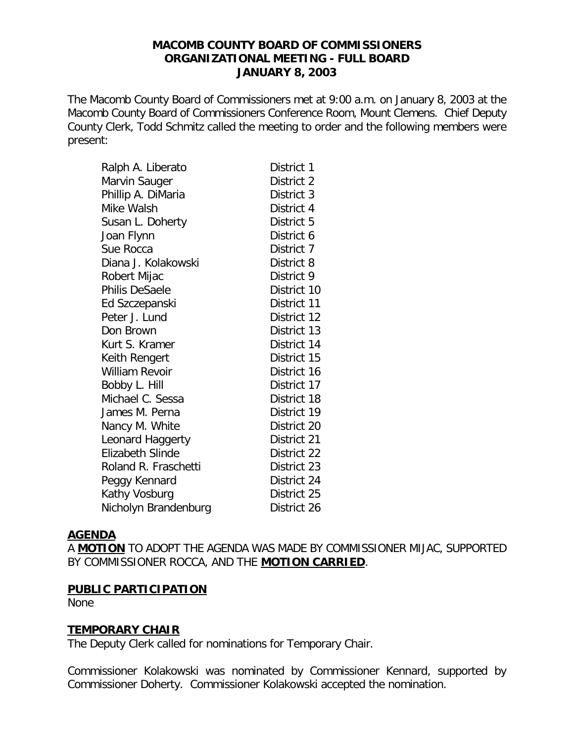**MACOMB COUNTY BOARD OF COMMISSIONERS**
**ORGANIZATIONAL MEETING - FULL BOARD**
**JANUARY 8, 2003**

The Macomb County Board of Commissioners met at 9:00 a.m. on January 8, 2003 at the Macomb County Board of Commissioners Conference Room, Mount Clemens. Chief Deputy County Clerk, Todd Schmitz called the meeting to order and the following members were present:

| | |
|---|---|
| Ralph A. Liberato | District 1 |
| Marvin Sauger | District 2 |
| Phillip A. DiMaria | District 3 |
| Mike Walsh | District 4 |
| Susan L. Doherty | District 5 |
| Joan Flynn | District 6 |
| Sue Rocca | District 7 |
| Diana J. Kolakowski | District 8 |
| Robert Mijac | District 9 |
| Philis DeSaele | District 10 |
| Ed Szczepanski | District 11 |
| Peter J. Lund | District 12 |
| Don Brown | District 13 |
| Kurt S. Kramer | District 14 |
| Keith Rengert | District 15 |
| William Revoir | District 16 |
| Bobby L. Hill | District 17 |
| Michael C. Sessa | District 18 |
| James M. Perna | District 19 |
| Nancy M. White | District 20 |
| Leonard Haggerty | District 21 |
| Elizabeth Slinde | District 22 |
| Roland R. Fraschetti | District 23 |
| Peggy Kennard | District 24 |
| Kathy Vosburg | District 25 |
| Nicholyn Brandenburg | District 26 |

**AGENDA**

A **MOTION** TO ADOPT THE AGENDA WAS MADE BY COMMISSIONER MIJAC, SUPPORTED BY COMMISSIONER ROCCA, AND THE **MOTION CARRIED**.

**PUBLIC PARTICIPATION**

None

**TEMPORARY CHAIR**

The Deputy Clerk called for nominations for Temporary Chair.

Commissioner Kolakowski was nominated by Commissioner Kennard, supported by Commissioner Doherty. Commissioner Kolakowski accepted the nomination.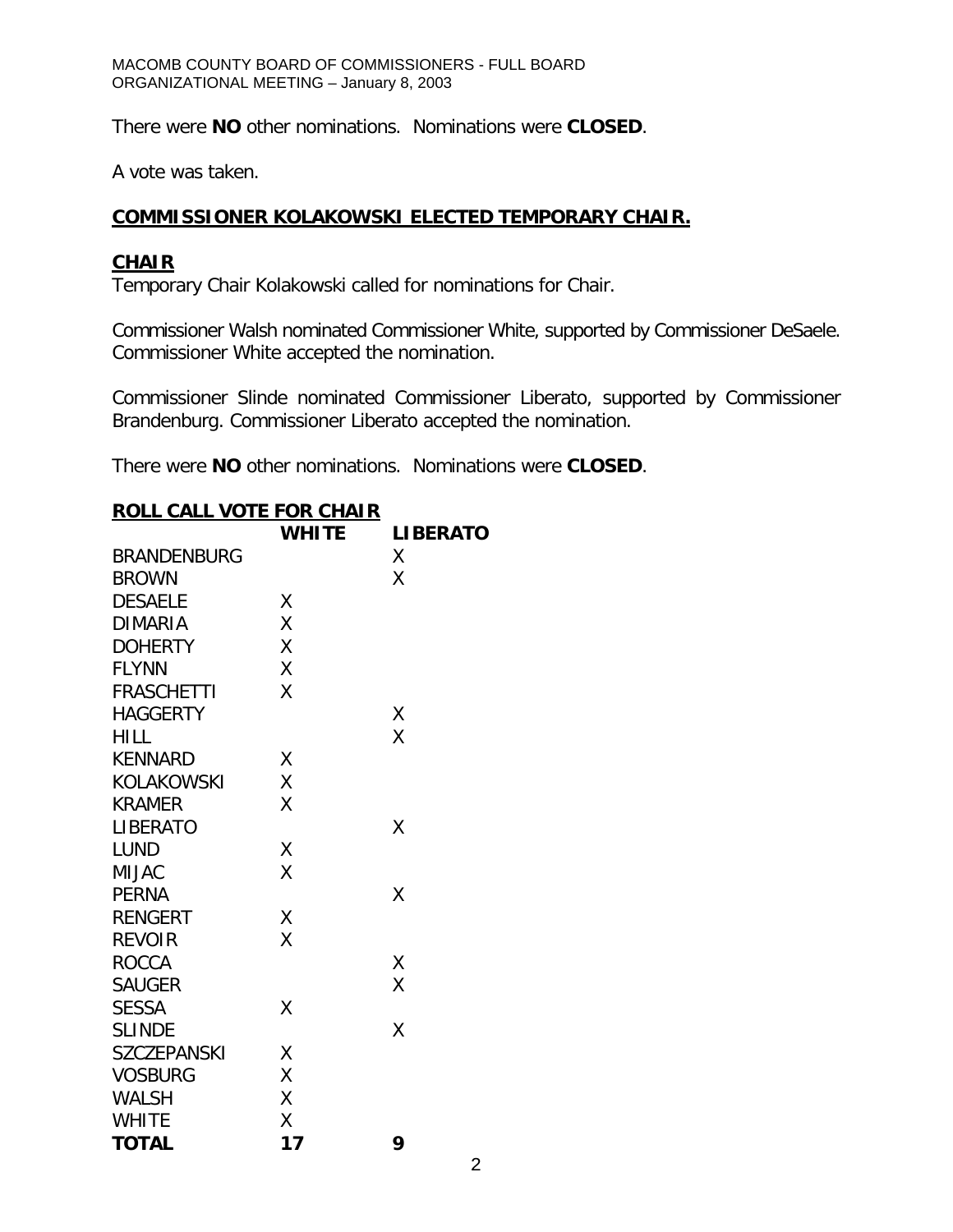There were **NO** other nominations. Nominations were **CLOSED**.

A vote was taken.

**COMMISSIONER KOLAKOWSKI ELECTED TEMPORARY CHAIR.**

## CHAIR

Temporary Chair Kolakowski called for nominations for Chair.

Commissioner Walsh nominated Commissioner White, supported by Commissioner DeSaele. Commissioner White accepted the nomination.

Commissioner Slinde nominated Commissioner Liberato, supported by Commissioner Brandenburg. Commissioner Liberato accepted the nomination.

There were **NO** other nominations. Nominations were **CLOSED**.

**ROLL CALL VOTE FOR CHAIR**

| | WHITE | LIBERATO |
|---|---|---|
| BRANDENBURG | | X |
| BROWN | | X |
| DESAELE | X | |
| DIMARIA | X | |
| DOHERTY | X | |
| FLYNN | X | |
| FRASCHETTI | X | |
| HAGGERTY | | X |
| HILL | | X |
| KENNARD | X | |
| KOLAKOWSKI | X | |
| KRAMER | X | |
| LIBERATO | | X |
| LUND | X | |
| MIJAC | X | |
| PERNA | | X |
| RENGERT | X | |
| REVOIR | X | |
| ROCCA | | X |
| SAUGER | | X |
| SESSA | X | |
| SLINDE | | X |
| SZCZEPANSKI | X | |
| VOSBURG | X | |
| WALSH | X | |
| WHITE | X | |
| **TOTAL** | **17** | **9** |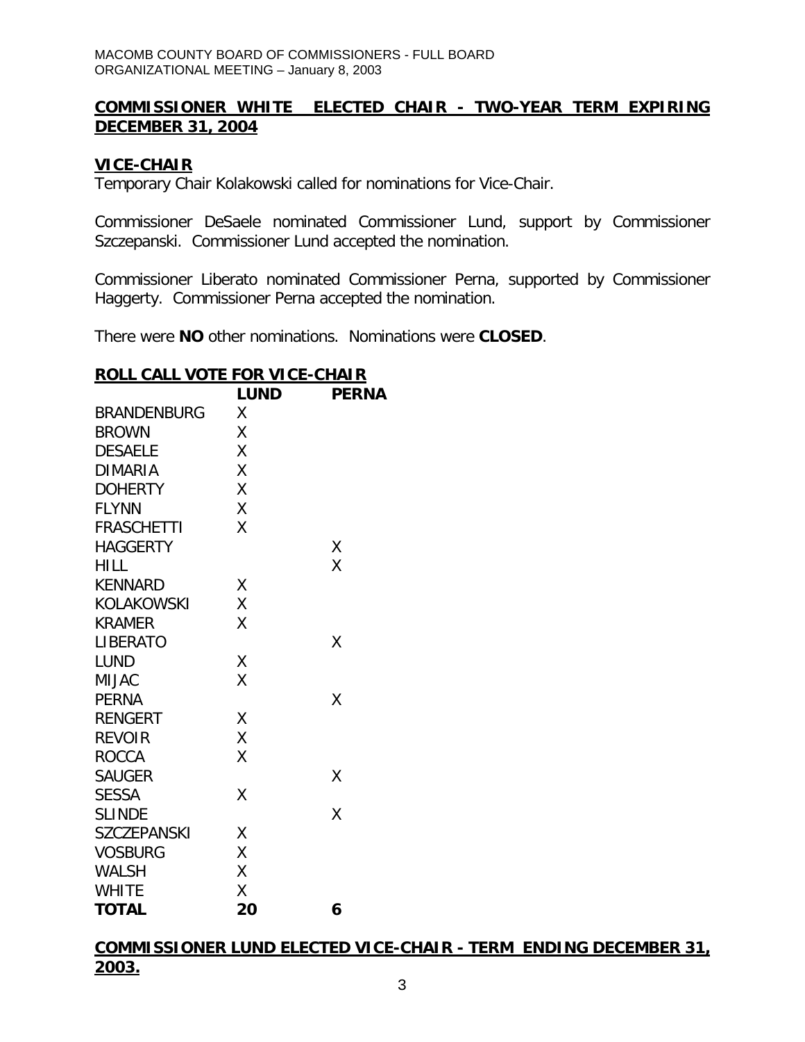**COMMISSIONER WHITE ELECTED CHAIR - TWO-YEAR TERM EXPIRING DECEMBER 31, 2004**

**VICE-CHAIR**

Temporary Chair Kolakowski called for nominations for Vice-Chair.

Commissioner DeSaele nominated Commissioner Lund, support by Commissioner Szczepanski. Commissioner Lund accepted the nomination.

Commissioner Liberato nominated Commissioner Perna, supported by Commissioner Haggerty. Commissioner Perna accepted the nomination.

There were **NO** other nominations. Nominations were **CLOSED**.

**ROLL CALL VOTE FOR VICE-CHAIR**

| | **LUND** | **PERNA** |
|---|---|---|
| BRANDENBURG | X | |
| BROWN | X | |
| DESAELE | X | |
| DIMARIA | X | |
| DOHERTY | X | |
| FLYNN | X | |
| FRASCHETTI | X | |
| HAGGERTY | | X |
| HILL | | X |
| KENNARD | X | |
| KOLAKOWSKI | X | |
| KRAMER | X | |
| LIBERATO | | X |
| LUND | X | |
| MIJAC | X | |
| PERNA | | X |
| RENGERT | X | |
| REVOIR | X | |
| ROCCA | X | |
| SAUGER | | X |
| SESSA | X | |
| SLINDE | | X |
| SZCZEPANSKI | X | |
| VOSBURG | X | |
| WALSH | X | |
| WHITE | X | |
| **TOTAL** | **20** | **6** |

**COMMISSIONER LUND ELECTED VICE-CHAIR - TERM ENDING DECEMBER 31, 2003.**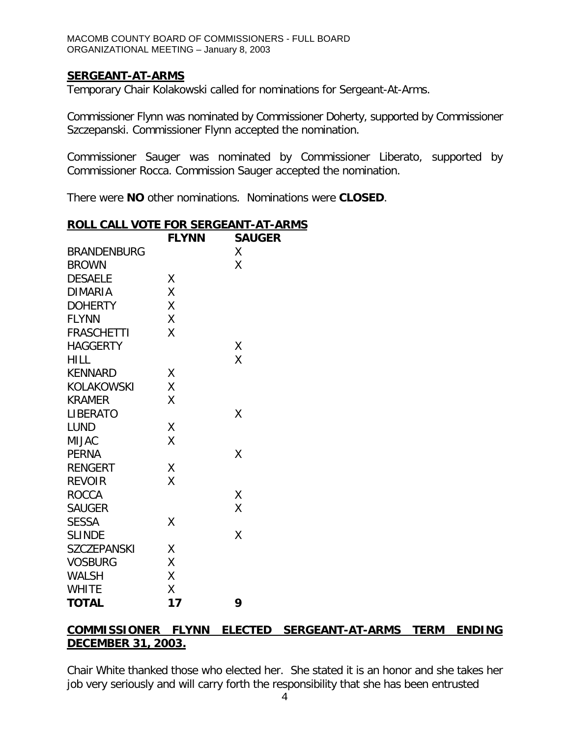## SERGEANT-AT-ARMS

Temporary Chair Kolakowski called for nominations for Sergeant-At-Arms.

Commissioner Flynn was nominated by Commissioner Doherty, supported by Commissioner Szczepanski. Commissioner Flynn accepted the nomination.

Commissioner Sauger was nominated by Commissioner Liberato, supported by Commissioner Rocca. Commission Sauger accepted the nomination.

There were **NO** other nominations. Nominations were **CLOSED**.

### ROLL CALL VOTE FOR SERGEANT-AT-ARMS

| | FLYNN | SAUGER |
|---|---|---|
| BRANDENBURG | | X |
| BROWN | | X |
| DESAELE | X | |
| DIMARIA | X | |
| DOHERTY | X | |
| FLYNN | X | |
| FRASCHETTI | X | |
| HAGGERTY | | X |
| HILL | | X |
| KENNARD | X | |
| KOLAKOWSKI | X | |
| KRAMER | X | |
| LIBERATO | | X |
| LUND | X | |
| MIJAC | X | |
| PERNA | | X |
| RENGERT | X | |
| REVOIR | X | |
| ROCCA | | X |
| SAUGER | | X |
| SESSA | X | |
| SLINDE | | X |
| SZCZEPANSKI | X | |
| VOSBURG | X | |
| WALSH | X | |
| WHITE | X | |
| **TOTAL** | **17** | **9** |

**COMMISSIONER FLYNN ELECTED SERGEANT-AT-ARMS TERM ENDING DECEMBER 31, 2003.**

Chair White thanked those who elected her. She stated it is an honor and she takes her job very seriously and will carry forth the responsibility that she has been entrusted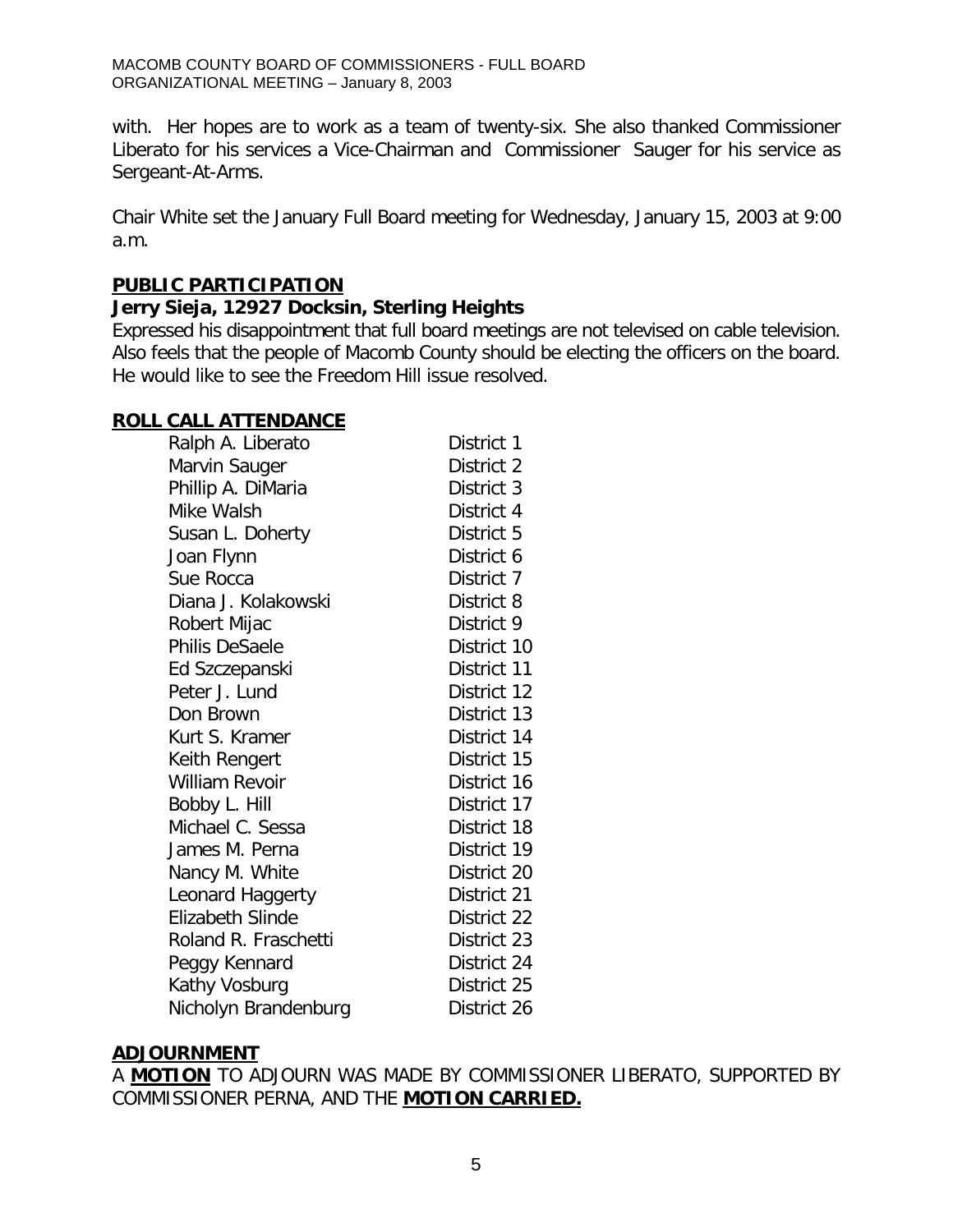with. Her hopes are to work as a team of twenty-six. She also thanked Commissioner Liberato for his services a Vice-Chairman and Commissioner Sauger for his service as Sergeant-At-Arms.

Chair White set the January Full Board meeting for Wednesday, January 15, 2003 at 9:00 a.m.

## PUBLIC PARTICIPATION

**Jerry Sieja, 12927 Docksin, Sterling Heights**

Expressed his disappointment that full board meetings are not televised on cable television. Also feels that the people of Macomb County should be electing the officers on the board. He would like to see the Freedom Hill issue resolved.

## ROLL CALL ATTENDANCE

| | |
|---|---|
| Ralph A. Liberato | District 1 |
| Marvin Sauger | District 2 |
| Phillip A. DiMaria | District 3 |
| Mike Walsh | District 4 |
| Susan L. Doherty | District 5 |
| Joan Flynn | District 6 |
| Sue Rocca | District 7 |
| Diana J. Kolakowski | District 8 |
| Robert Mijac | District 9 |
| Philis DeSaele | District 10 |
| Ed Szczepanski | District 11 |
| Peter J. Lund | District 12 |
| Don Brown | District 13 |
| Kurt S. Kramer | District 14 |
| Keith Rengert | District 15 |
| William Revoir | District 16 |
| Bobby L. Hill | District 17 |
| Michael C. Sessa | District 18 |
| James M. Perna | District 19 |
| Nancy M. White | District 20 |
| Leonard Haggerty | District 21 |
| Elizabeth Slinde | District 22 |
| Roland R. Fraschetti | District 23 |
| Peggy Kennard | District 24 |
| Kathy Vosburg | District 25 |
| Nicholyn Brandenburg | District 26 |

## ADJOURNMENT

A **MOTION** TO ADJOURN WAS MADE BY COMMISSIONER LIBERATO, SUPPORTED BY COMMISSIONER PERNA, AND THE **MOTION CARRIED.**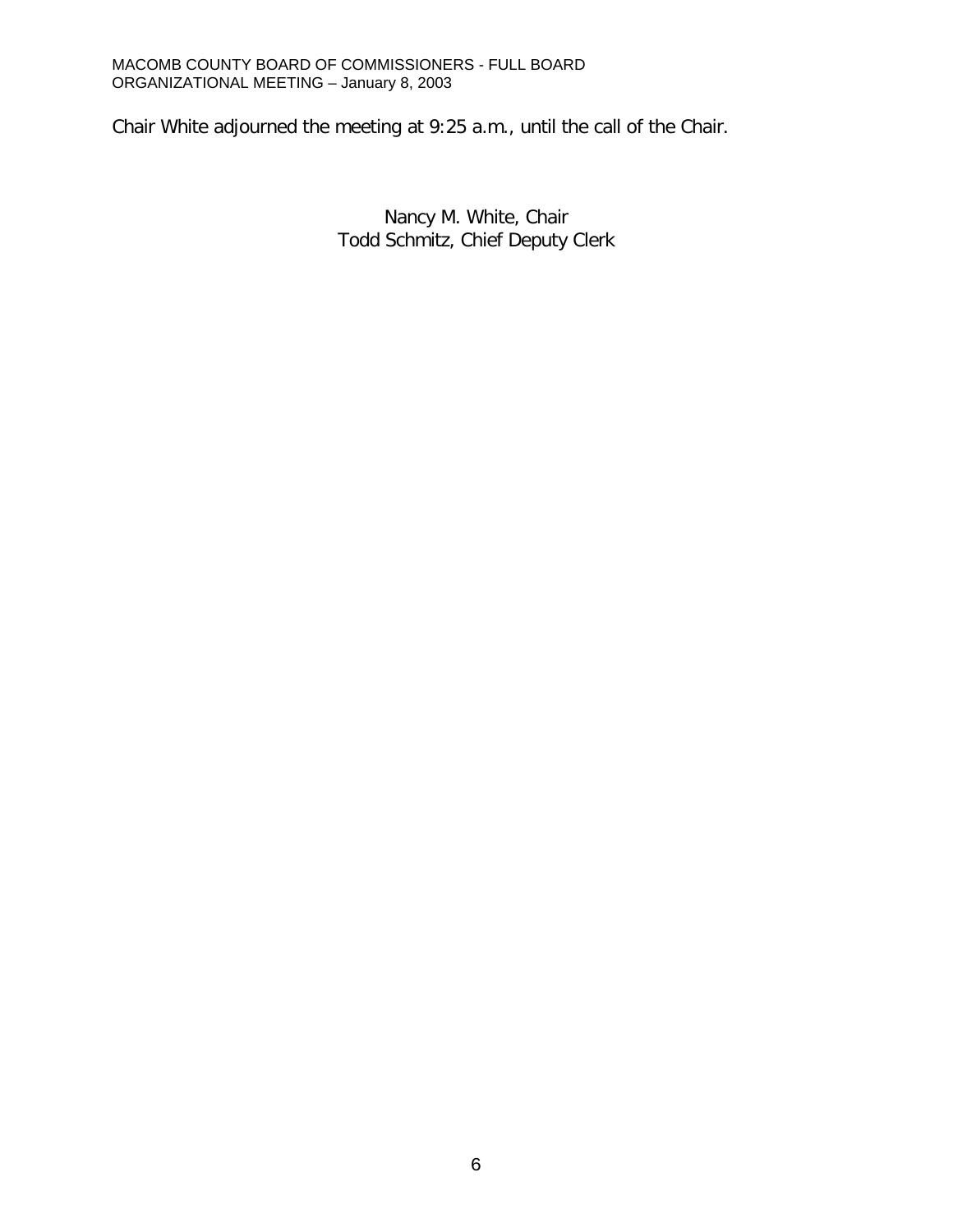Chair White adjourned the meeting at 9:25 a.m., until the call of the Chair.

Nancy M. White, Chair
Todd Schmitz, Chief Deputy Clerk